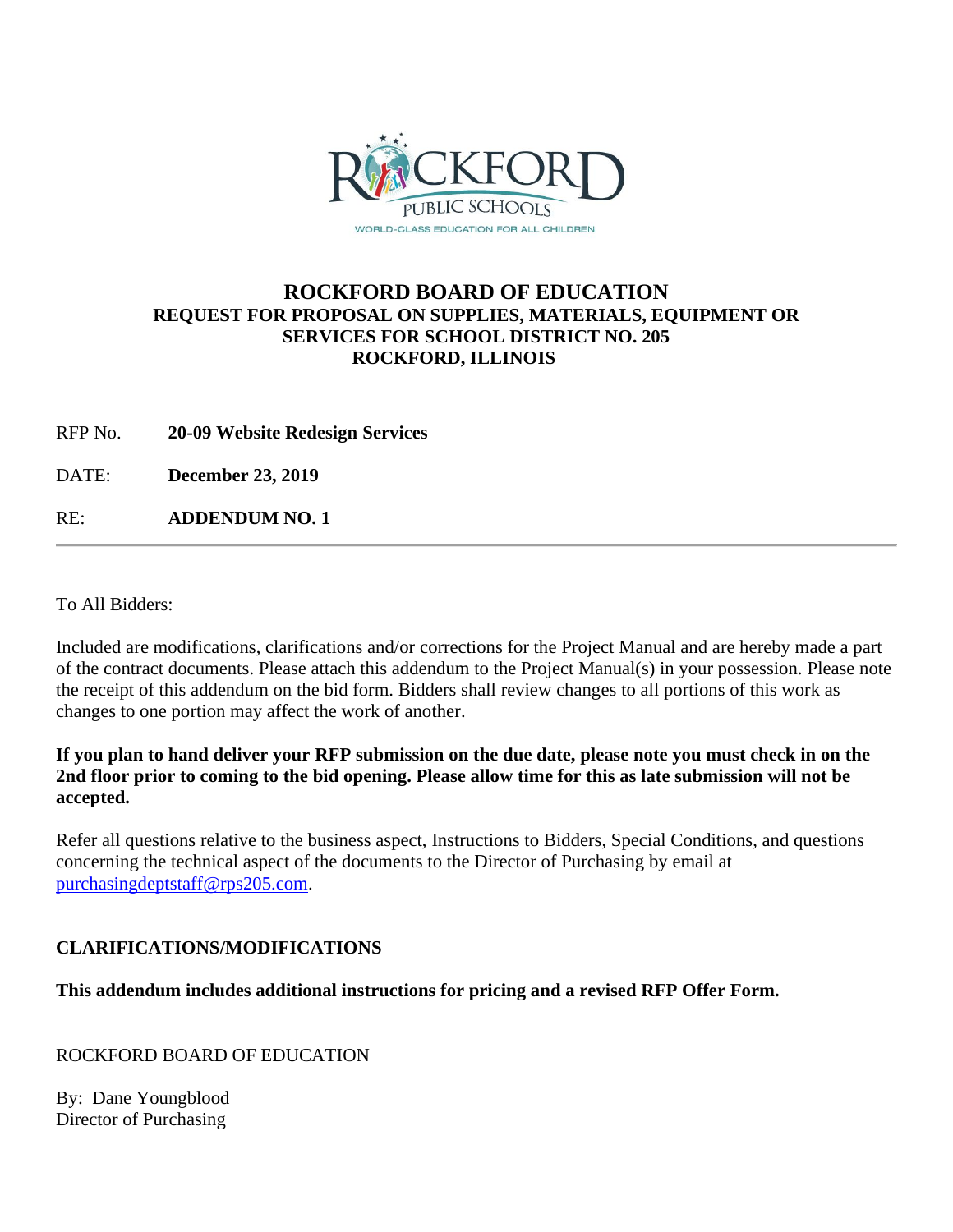# ROCKFORD BOARD OF EDUCATION

**REQUEST FOR PROPOSAL ON SUPPLIES, MATERIALS, EQUIPMENT OR SERVICES FOR SCHOOL DISTRICT NO. 205**
**ROCKFORD, ILLINOIS**

RFP No. **20-09 Website Redesign Services**

DATE: **December 23, 2019**

RE: **ADDENDUM NO. 1**

---

To All Bidders:

Included are modifications, clarifications and/or corrections for the Project Manual and are hereby made a part of the contract documents. Please attach this addendum to the Project Manual(s) in your possession. Please note the receipt of this addendum on the bid form. Bidders shall review changes to all portions of this work as changes to one portion may affect the work of another.

**If you plan to hand deliver your RFP submission on the due date, please note you must check in on the 2nd floor prior to coming to the bid opening. Please allow time for this as late submission will not be accepted.**

Refer all questions relative to the business aspect, Instructions to Bidders, Special Conditions, and questions concerning the technical aspect of the documents to the Director of Purchasing by email at purchasingdeptstaff@rps205.com.

**CLARIFICATIONS/MODIFICATIONS**

**This addendum includes additional instructions for pricing and a revised RFP Offer Form.**

ROCKFORD BOARD OF EDUCATION

By: Dane Youngblood
Director of Purchasing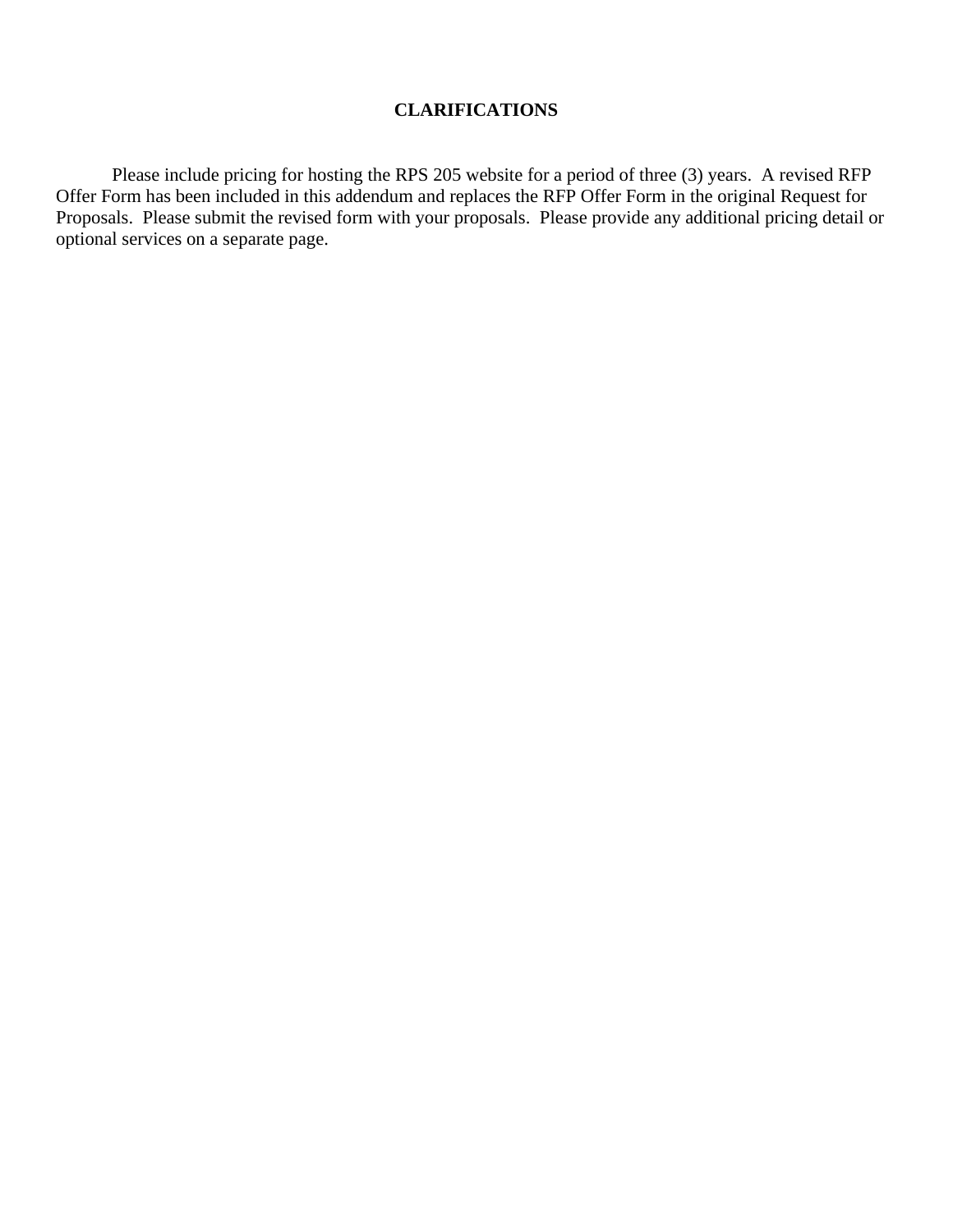**CLARIFICATIONS**

Please include pricing for hosting the RPS 205 website for a period of three (3) years. A revised RFP Offer Form has been included in this addendum and replaces the RFP Offer Form in the original Request for Proposals. Please submit the revised form with your proposals. Please provide any additional pricing detail or optional services on a separate page.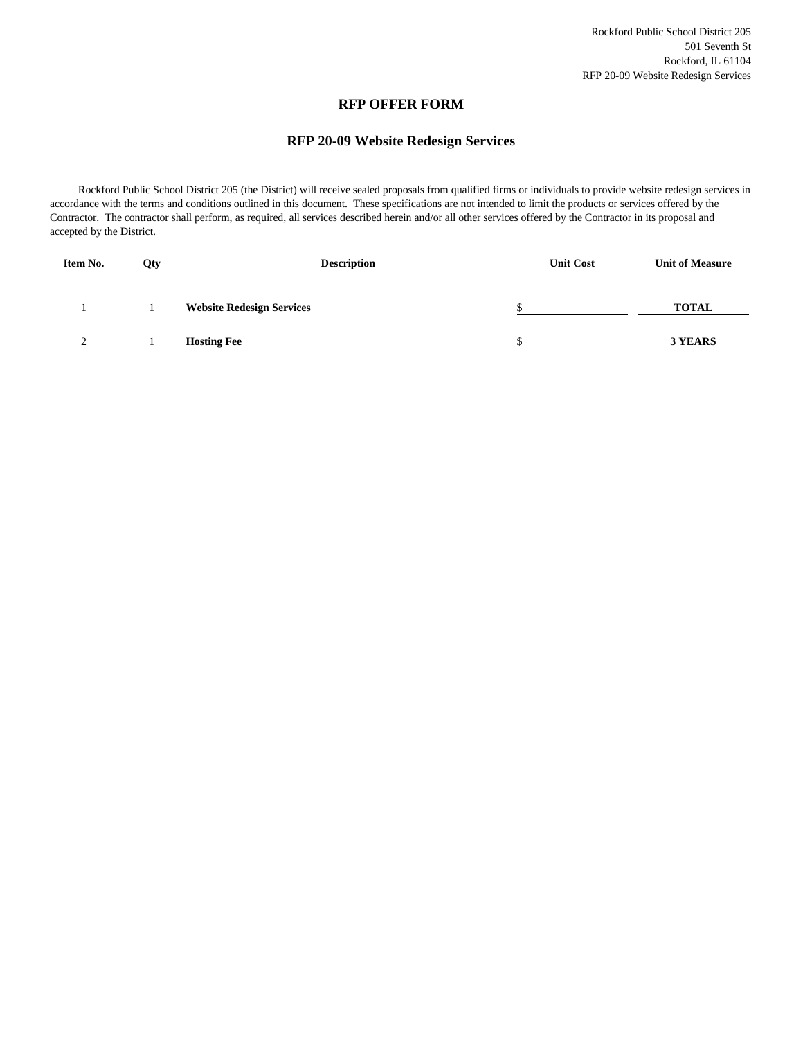Rockford Public School District 205
501 Seventh St
Rockford, IL 61104
RFP 20-09 Website Redesign Services

## RFP OFFER FORM

## RFP 20-09 Website Redesign Services

Rockford Public School District 205 (the District) will receive sealed proposals from qualified firms or individuals to provide website redesign services in accordance with the terms and conditions outlined in this document. These specifications are not intended to limit the products or services offered by the Contractor. The contractor shall perform, as required, all services described herein and/or all other services offered by the Contractor in its proposal and accepted by the District.

| Item No. | Qty | Description | Unit Cost | Unit of Measure |
|---|---|---|---|---|
| 1 | 1 | **Website Redesign Services** | $ | **TOTAL** |
| 2 | 1 | **Hosting Fee** | $ | **3 YEARS** |